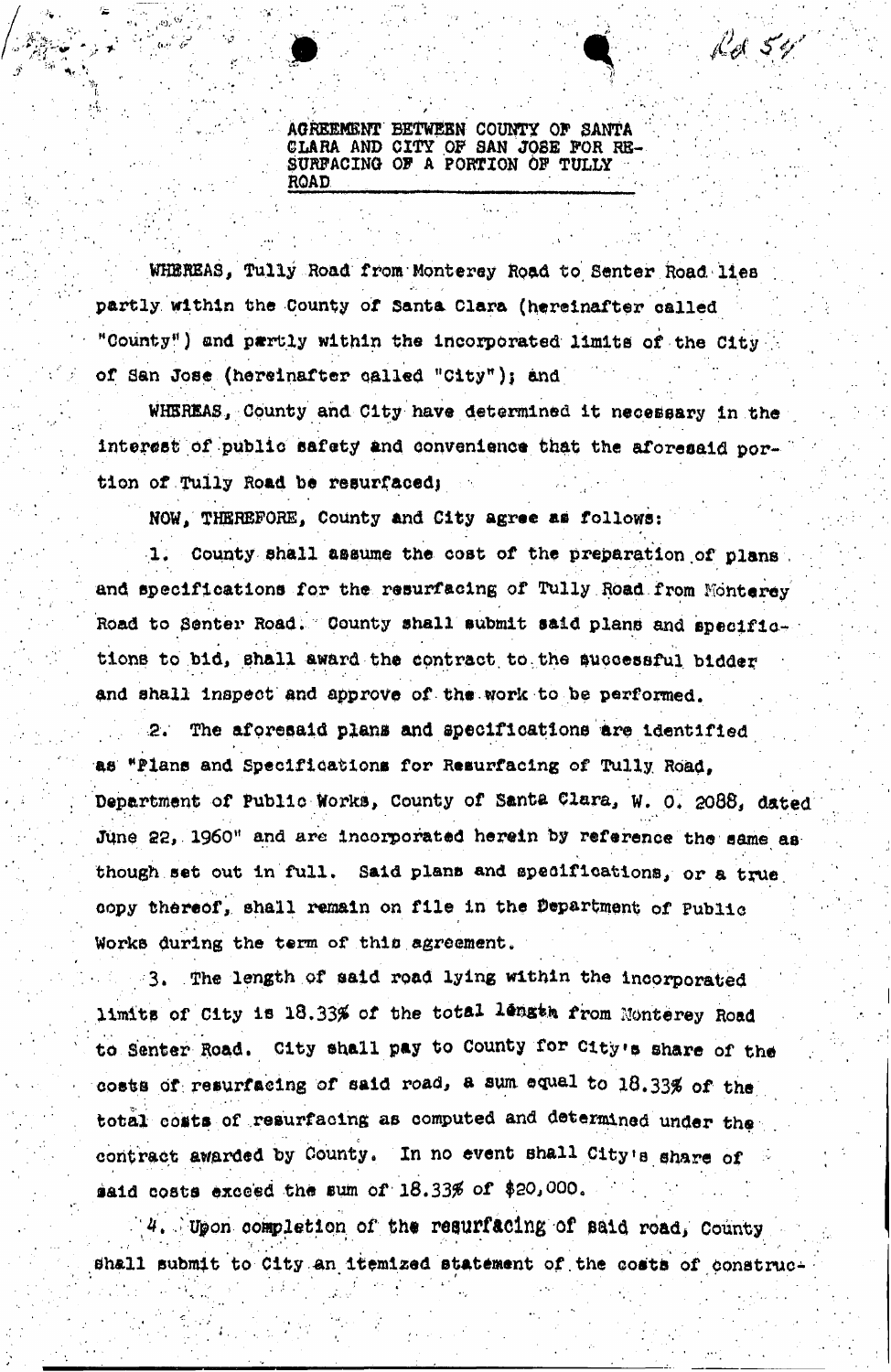Res 54

**AGREEMENT BETWEEN COUNTY OF SANTA CLARA AND CITY OF SAN JOSE FOR RESURFACING OF A PORTION OF TULLY ROAD**

WHEREAS, Tully Road from Monterey Road to Senter Road lies partly within the County of Santa Clara (hereinafter called "County") and partly within the incorporated limits of the City of San Jose (hereinafter called "City"); and

WHEREAS, County and City have determined it necessary in the interest of public safety and convenience that the aforesaid portion of Tully Road be resurfaced;

NOW, THEREFORE, County and City agree as follows:

1. County shall assume the cost of the preparation of plans and specifications for the resurfacing of Tully Road from Monterey Road to Senter Road. County shall submit said plans and specifictions to bid, shall award the contract to the successful bidder and shall inspect and approve of the work to be performed.

2. The aforesaid plans and specifications are identified as "Plans and Specifications for Resurfacing of Tully Road, Department of Public Works, County of Santa Clara, W. O. 2088, dated June 22, 1960" and are incorporated herein by reference the same as though set out in full. Said plans and specifications, or a true copy thereof, shall remain on file in the Department of Public Works during the term of this agreement.

3. The length of said road lying within the incorporated limits of City is 18.33% of the total length from Monterey Road to Senter Road. City shall pay to County for City's share of the costs of resurfacing of said road, a sum equal to 18.33% of the total costs of resurfacing as computed and determined under the contract awarded by County. In no event shall City's share of said costs exceed the sum of 18.33% of $20,000.

4. Upon completion of the resurfacing of said road, County shall submit to City an itemized statement of the costs of construc-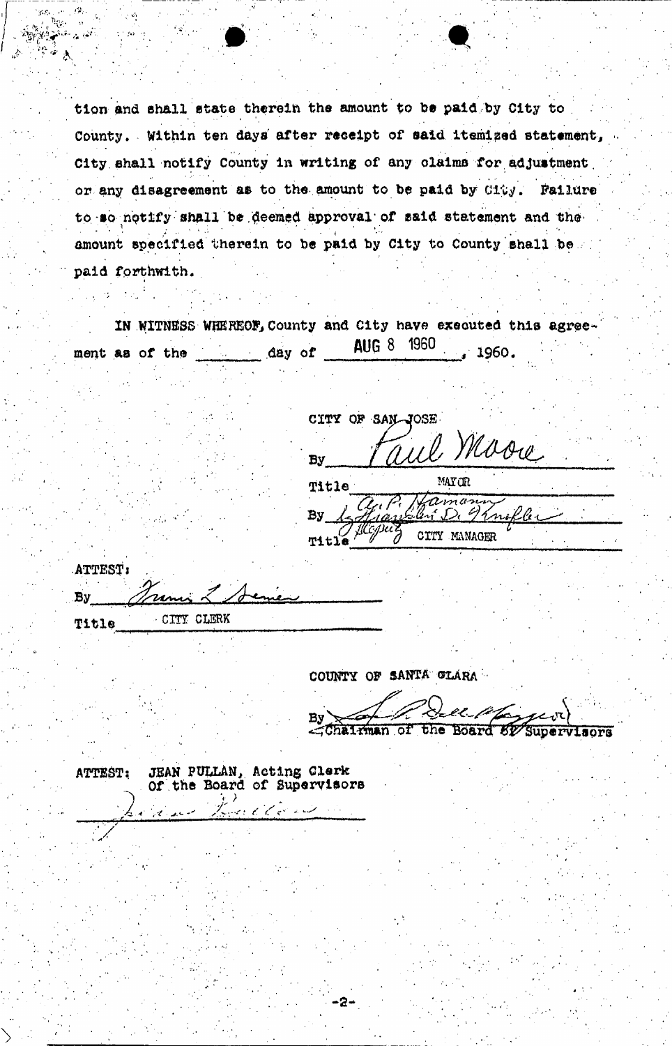tion and shall state therein the amount to be paid by City to County. Within ten days after receipt of said itemized statement, City shall notify County in writing of any claims for adjustment or any disagreement as to the amount to be paid by City. Failure to so notify shall be deemed approval of said statement and the amount specified therein to be paid by City to County shall be paid forthwith.

IN WITNESS WHEREOF, County and City have executed this agreement as of the _______ day of AUG 8 1960, 1960.

CITY OF SAN JOSE

By *Paul Moore*

Title MAYOR

By *A. P. Hamann* / *Franklin D. Knifler*

Title *Deputy* CITY MANAGER

ATTEST:

By *Francis L. Lemer*

Title CITY CLERK

COUNTY OF SANTA CLARA

By *[signature]*
Chairman of the Board of Supervisors

ATTEST: JEAN PULLAN, Acting Clerk
Of the Board of Supervisors

*Jean Pullan*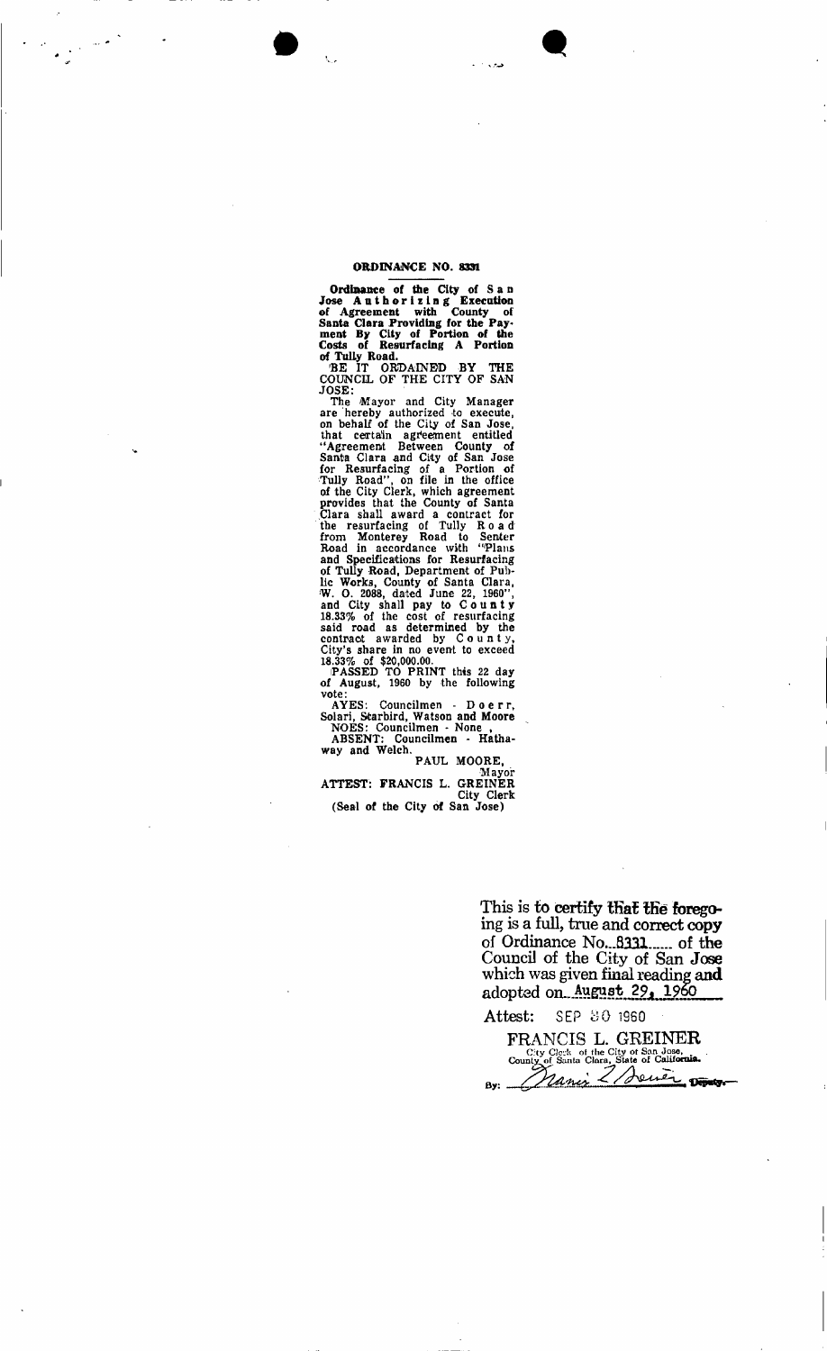## ORDINANCE NO. 8331

**Ordinance of the City of San Jose Authorizing Execution of Agreement with County of Santa Clara Providing for the Payment By City of Portion of the Costs of Resurfacing A Portion of Tully Road.**

BE IT ORDAINED BY THE COUNCIL OF THE CITY OF SAN JOSE:

The Mayor and City Manager are hereby authorized to execute, on behalf of the City of San Jose, that certain agreement entitled "Agreement Between County of Santa Clara and City of San Jose for Resurfacing of a Portion of Tully Road", on file in the office of the City Clerk, which agreement provides that the County of Santa Clara shall award a contract for the resurfacing of Tully Road from Monterey Road to Senter Road in accordance with "Plans and Specifications for Resurfacing of Tully Road, Department of Public Works, County of Santa Clara, W. O. 2088, dated June 22, 1960", and City shall pay to County 18.33% of the cost of resurfacing said road as determined by the contract awarded by County, City's share in no event to exceed 18.33% of $20,000.00.

PASSED TO PRINT this 22 day of August, 1960 by the following vote:

AYES: Councilmen - Doerr, Solari, Starbird, Watson and Moore

NOES: Councilmen - None ,

ABSENT: Councilmen - Hathaway and Welch.

PAUL MOORE,
Mayor

ATTEST: FRANCIS L. GREINER
City Clerk

(Seal of the City of San Jose)

This is to certify that the foregoing is a full, true and correct copy of Ordinance No. 8331 of the Council of the City of San Jose which was given final reading and adopted on August 29, 1960

Attest: SEP 30 1960

FRANCIS L. GREINER
City Clerk of the City of San Jose,
County of Santa Clara, State of California.

By: Nancy L Greiner Deputy.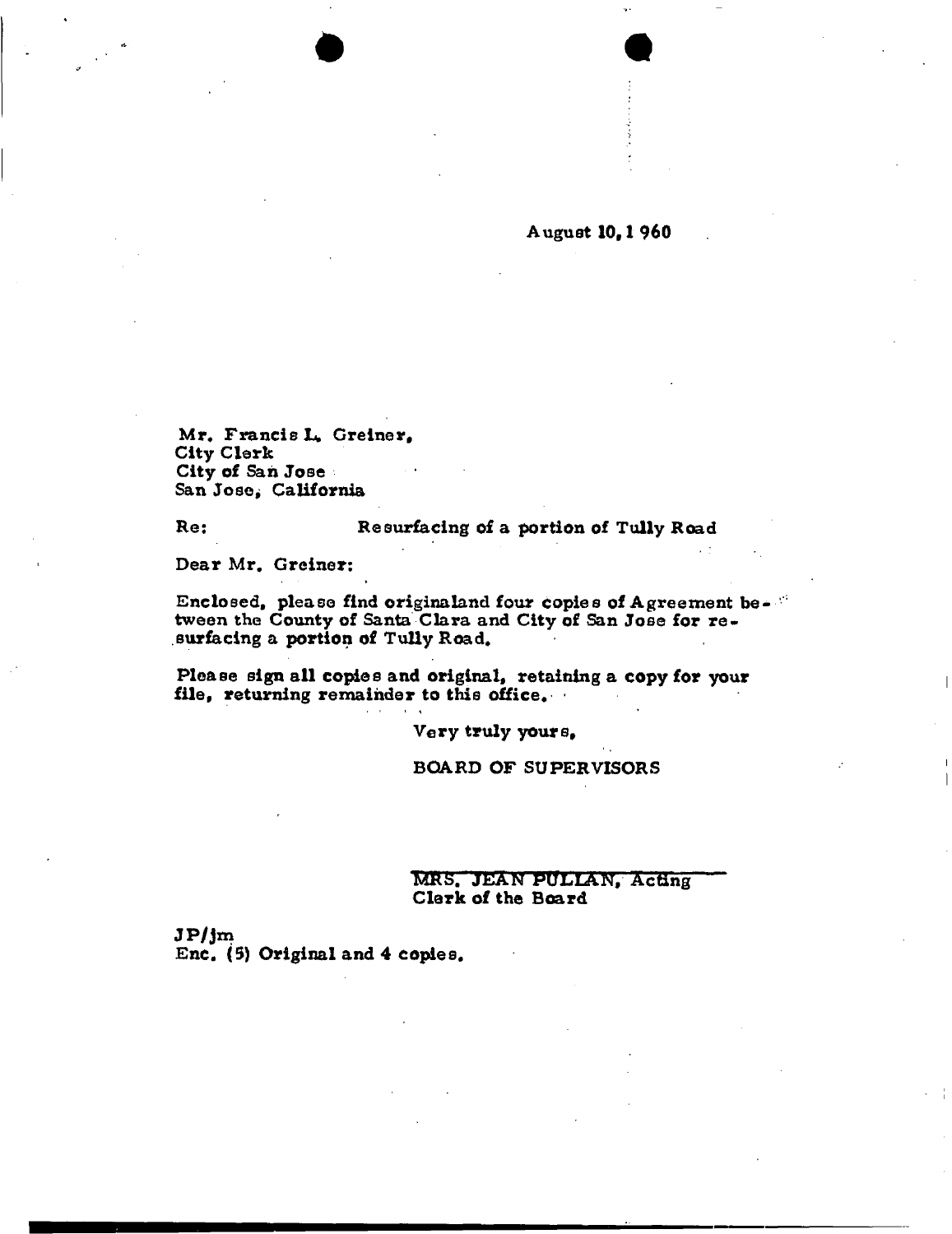August 10, 1960

Mr. Francis L. Greiner,
City Clerk
City of San Jose
San Jose, California

Re: Resurfacing of a portion of Tully Road

Dear Mr. Greiner:

Enclosed, please find originaland four copies of Agreement between the County of Santa Clara and City of San Jose for resurfacing a portion of Tully Road.

Please sign all copies and original, retaining a copy for your file, returning remainder to this office.

Very truly yours,

BOARD OF SUPERVISORS

MRS. JEAN PULLAN, Acting
Clerk of the Board

JP/jm
Enc. (5) Original and 4 copies.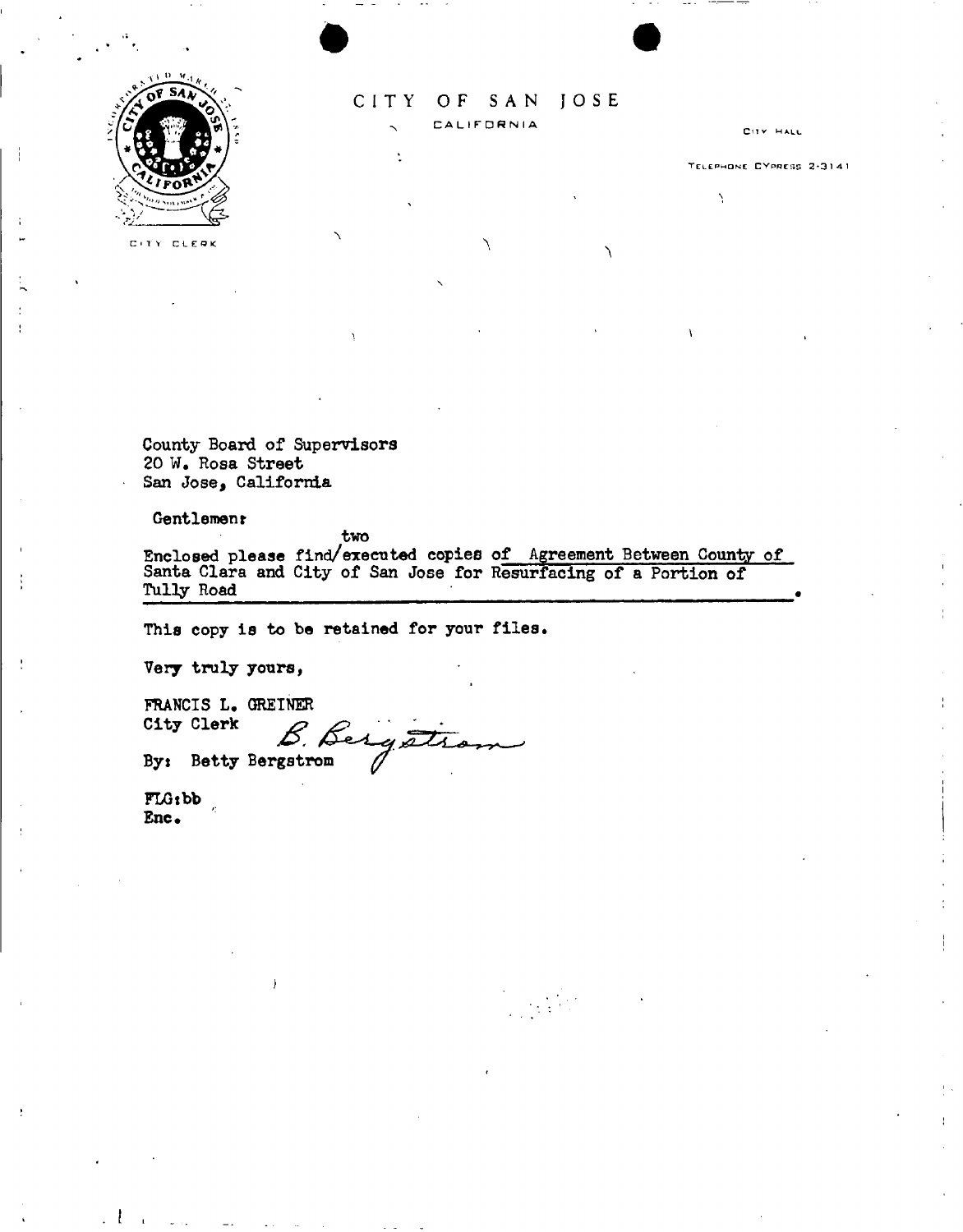# CITY OF SAN JOSE

CALIFORNIA

CITY CLERK

CITY HALL

TELEPHONE CYPRESS 2-3141

County Board of Supervisors
20 W. Rosa Street
San Jose, California

Gentlemen:

Enclosed please find two executed copies of Agreement Between County of Santa Clara and City of San Jose for Resurfacing of a Portion of Tully Road.

This copy is to be retained for your files.

Very truly yours,

FRANCIS L. GREINER
City Clerk

By: Betty Bergstrom  *B. Bergstrom*

FLG:bb
Enc.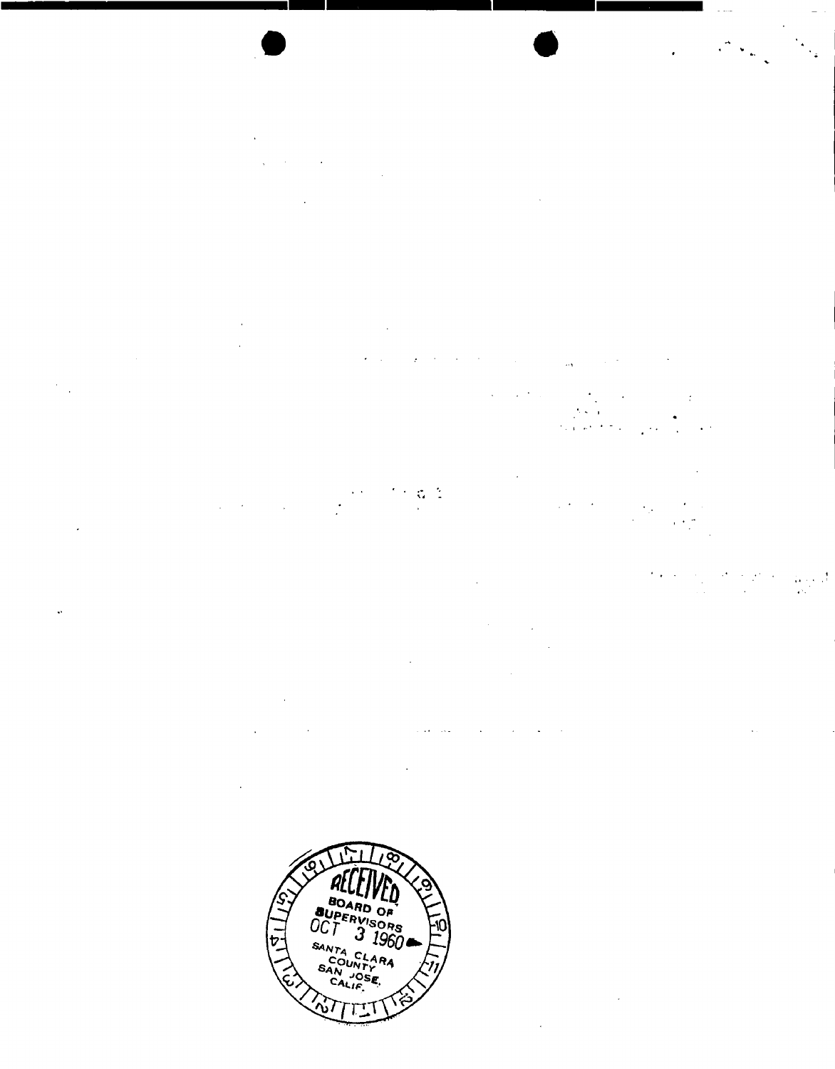RECEIVED
BOARD OF
SUPERVISORS
OCT 3 1960
SANTA CLARA
COUNTY
SAN JOSE,
CALIF.